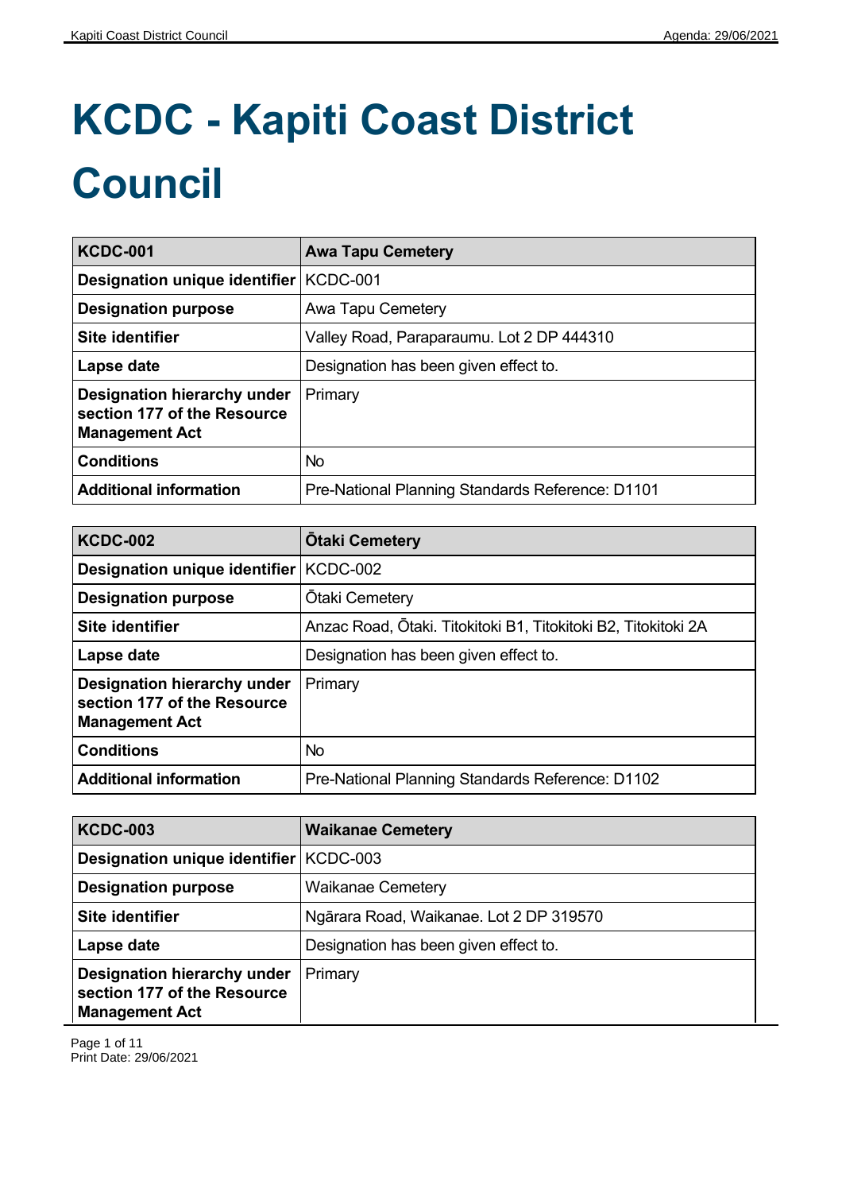# KCDC - Kapiti Coast District Council

| KCDC-001 | Awa Tapu Cemetery |
| --- | --- |
| **Designation unique identifier** | KCDC-001 |
| **Designation purpose** | Awa Tapu Cemetery |
| **Site identifier** | Valley Road, Paraparaumu. Lot 2 DP 444310 |
| **Lapse date** | Designation has been given effect to. |
| **Designation hierarchy under section 177 of the Resource Management Act** | Primary |
| **Conditions** | No |
| **Additional information** | Pre-National Planning Standards Reference: D1101 |

| KCDC-002 | Ōtaki Cemetery |
| --- | --- |
| **Designation unique identifier** | KCDC-002 |
| **Designation purpose** | Ōtaki Cemetery |
| **Site identifier** | Anzac Road, Ōtaki. Titokitoki B1, Titokitoki B2, Titokitoki 2A |
| **Lapse date** | Designation has been given effect to. |
| **Designation hierarchy under section 177 of the Resource Management Act** | Primary |
| **Conditions** | No |
| **Additional information** | Pre-National Planning Standards Reference: D1102 |

| KCDC-003 | Waikanae Cemetery |
| --- | --- |
| **Designation unique identifier** | KCDC-003 |
| **Designation purpose** | Waikanae Cemetery |
| **Site identifier** | Ngārara Road, Waikanae. Lot 2 DP 319570 |
| **Lapse date** | Designation has been given effect to. |
| **Designation hierarchy under section 177 of the Resource Management Act** | Primary |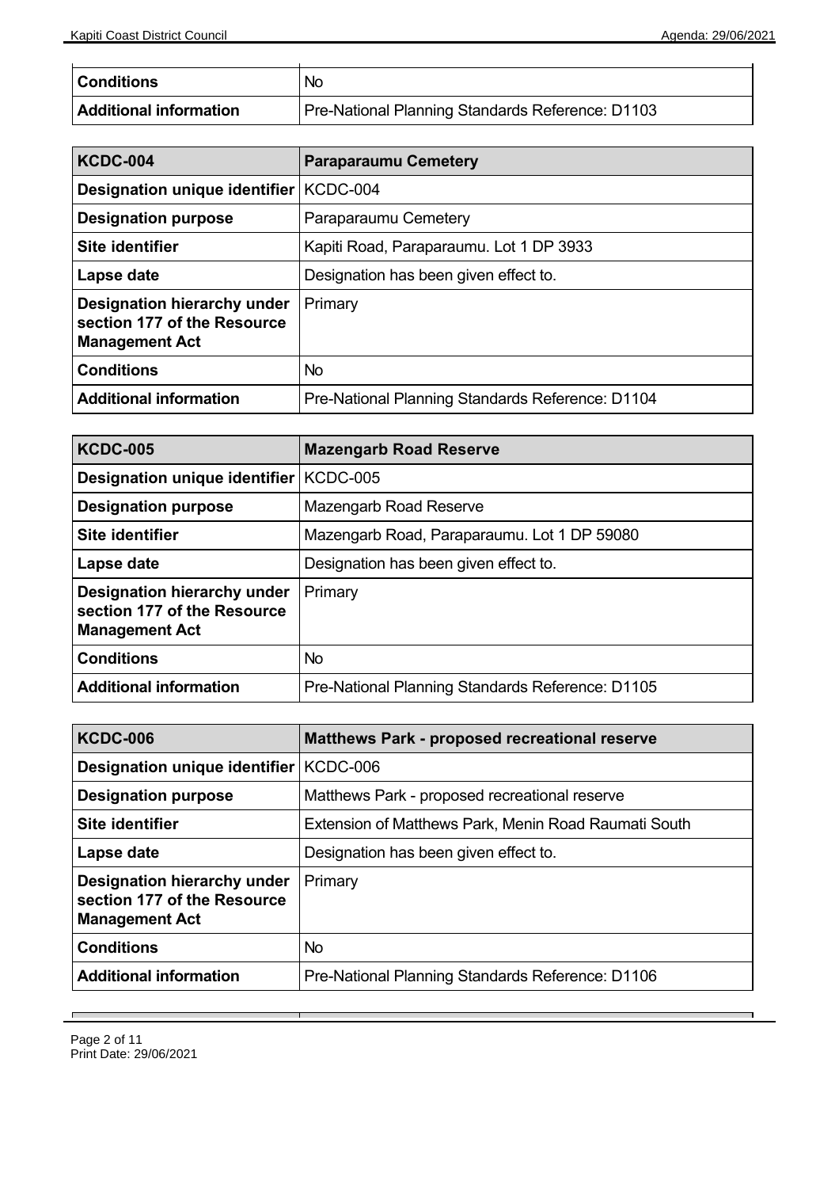| Conditions | No |
| --- | --- |
| Additional information | Pre-National Planning Standards Reference: D1103 |

| KCDC-004 | Paraparaumu Cemetery |
| --- | --- |
| Designation unique identifier | KCDC-004 |
| Designation purpose | Paraparaumu Cemetery |
| Site identifier | Kapiti Road, Paraparaumu. Lot 1 DP 3933 |
| Lapse date | Designation has been given effect to. |
| Designation hierarchy under section 177 of the Resource Management Act | Primary |
| Conditions | No |
| Additional information | Pre-National Planning Standards Reference: D1104 |

| KCDC-005 | Mazengarb Road Reserve |
| --- | --- |
| Designation unique identifier | KCDC-005 |
| Designation purpose | Mazengarb Road Reserve |
| Site identifier | Mazengarb Road, Paraparaumu. Lot 1 DP 59080 |
| Lapse date | Designation has been given effect to. |
| Designation hierarchy under section 177 of the Resource Management Act | Primary |
| Conditions | No |
| Additional information | Pre-National Planning Standards Reference: D1105 |

| KCDC-006 | Matthews Park - proposed recreational reserve |
| --- | --- |
| Designation unique identifier | KCDC-006 |
| Designation purpose | Matthews Park - proposed recreational reserve |
| Site identifier | Extension of Matthews Park, Menin Road Raumati South |
| Lapse date | Designation has been given effect to. |
| Designation hierarchy under section 177 of the Resource Management Act | Primary |
| Conditions | No |
| Additional information | Pre-National Planning Standards Reference: D1106 |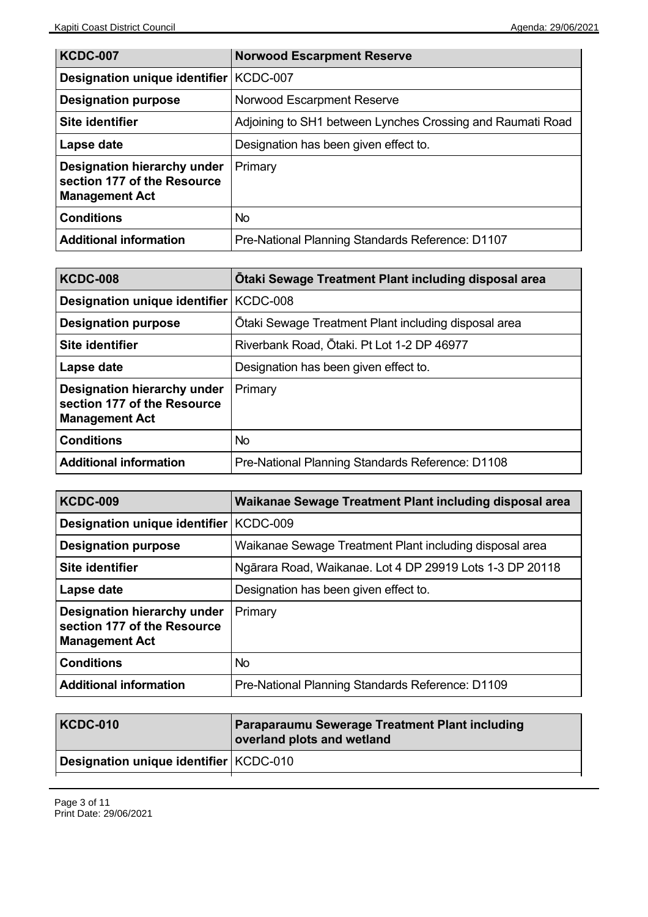| KCDC-007 | Norwood Escarpment Reserve |
|---|---|
| **Designation unique identifier** | KCDC-007 |
| **Designation purpose** | Norwood Escarpment Reserve |
| **Site identifier** | Adjoining to SH1 between Lynches Crossing and Raumati Road |
| **Lapse date** | Designation has been given effect to. |
| **Designation hierarchy under section 177 of the Resource Management Act** | Primary |
| **Conditions** | No |
| **Additional information** | Pre-National Planning Standards Reference: D1107 |

| KCDC-008 | Ōtaki Sewage Treatment Plant including disposal area |
|---|---|
| **Designation unique identifier** | KCDC-008 |
| **Designation purpose** | Ōtaki Sewage Treatment Plant including disposal area |
| **Site identifier** | Riverbank Road, Ōtaki. Pt Lot 1-2 DP 46977 |
| **Lapse date** | Designation has been given effect to. |
| **Designation hierarchy under section 177 of the Resource Management Act** | Primary |
| **Conditions** | No |
| **Additional information** | Pre-National Planning Standards Reference: D1108 |

| KCDC-009 | Waikanae Sewage Treatment Plant including disposal area |
|---|---|
| **Designation unique identifier** | KCDC-009 |
| **Designation purpose** | Waikanae Sewage Treatment Plant including disposal area |
| **Site identifier** | Ngārara Road, Waikanae. Lot 4 DP 29919 Lots 1-3 DP 20118 |
| **Lapse date** | Designation has been given effect to. |
| **Designation hierarchy under section 177 of the Resource Management Act** | Primary |
| **Conditions** | No |
| **Additional information** | Pre-National Planning Standards Reference: D1109 |

| KCDC-010 | Paraparaumu Sewerage Treatment Plant including overland plots and wetland |
|---|---|
| **Designation unique identifier** | KCDC-010 |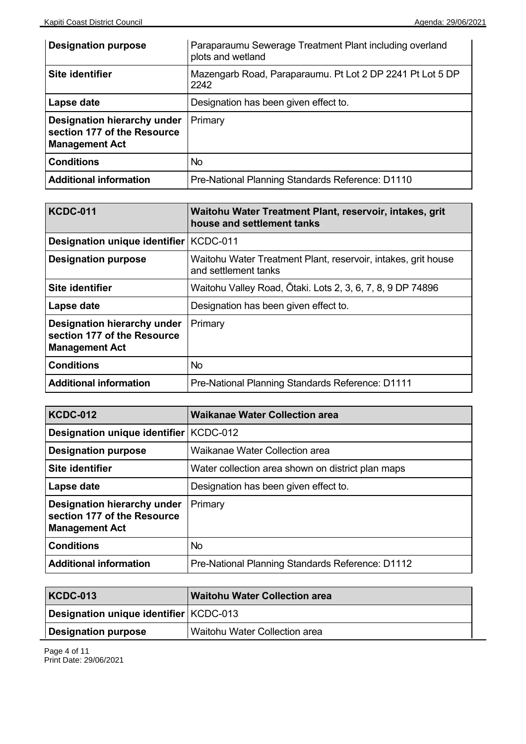| Designation purpose | Paraparaumu Sewerage Treatment Plant including overland plots and wetland |
|---|---|
| Site identifier | Mazengarb Road, Paraparaumu. Pt Lot 2 DP 2241 Pt Lot 5 DP 2242 |
| Lapse date | Designation has been given effect to. |
| Designation hierarchy under section 177 of the Resource Management Act | Primary |
| Conditions | No |
| Additional information | Pre-National Planning Standards Reference: D1110 |

| KCDC-011 | Waitohu Water Treatment Plant, reservoir, intakes, grit house and settlement tanks |
|---|---|
| Designation unique identifier | KCDC-011 |
| Designation purpose | Waitohu Water Treatment Plant, reservoir, intakes, grit house and settlement tanks |
| Site identifier | Waitohu Valley Road, Ōtaki. Lots 2, 3, 6, 7, 8, 9 DP 74896 |
| Lapse date | Designation has been given effect to. |
| Designation hierarchy under section 177 of the Resource Management Act | Primary |
| Conditions | No |
| Additional information | Pre-National Planning Standards Reference: D1111 |

| KCDC-012 | Waikanae Water Collection area |
|---|---|
| Designation unique identifier | KCDC-012 |
| Designation purpose | Waikanae Water Collection area |
| Site identifier | Water collection area shown on district plan maps |
| Lapse date | Designation has been given effect to. |
| Designation hierarchy under section 177 of the Resource Management Act | Primary |
| Conditions | No |
| Additional information | Pre-National Planning Standards Reference: D1112 |

| KCDC-013 | Waitohu Water Collection area |
|---|---|
| Designation unique identifier | KCDC-013 |
| Designation purpose | Waitohu Water Collection area |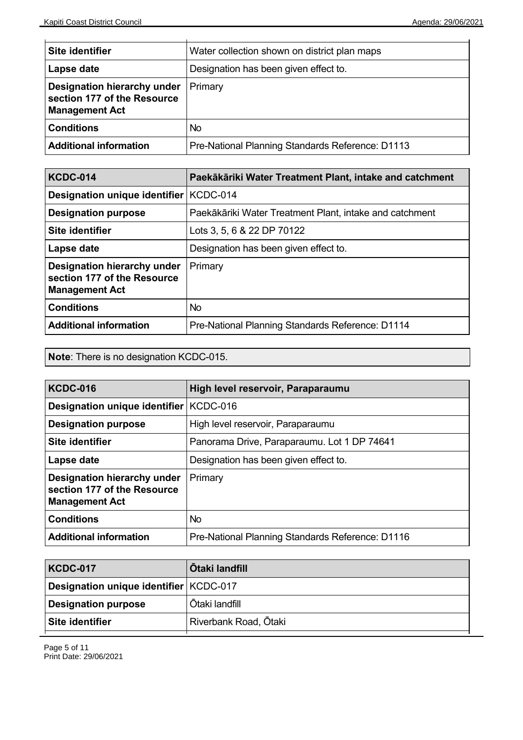| Site identifier | Water collection shown on district plan maps |
|---|---|
| Lapse date | Designation has been given effect to. |
| Designation hierarchy under section 177 of the Resource Management Act | Primary |
| Conditions | No |
| Additional information | Pre-National Planning Standards Reference: D1113 |

| KCDC-014 | Paekākāriki Water Treatment Plant, intake and catchment |
|---|---|
| Designation unique identifier | KCDC-014 |
| Designation purpose | Paekākāriki Water Treatment Plant, intake and catchment |
| Site identifier | Lots 3, 5, 6 & 22 DP 70122 |
| Lapse date | Designation has been given effect to. |
| Designation hierarchy under section 177 of the Resource Management Act | Primary |
| Conditions | No |
| Additional information | Pre-National Planning Standards Reference: D1114 |

**Note**: There is no designation KCDC-015.

| KCDC-016 | High level reservoir, Paraparaumu |
|---|---|
| Designation unique identifier | KCDC-016 |
| Designation purpose | High level reservoir, Paraparaumu |
| Site identifier | Panorama Drive, Paraparaumu. Lot 1 DP 74641 |
| Lapse date | Designation has been given effect to. |
| Designation hierarchy under section 177 of the Resource Management Act | Primary |
| Conditions | No |
| Additional information | Pre-National Planning Standards Reference: D1116 |

| KCDC-017 | Ōtaki landfill |
|---|---|
| Designation unique identifier | KCDC-017 |
| Designation purpose | Ōtaki landfill |
| Site identifier | Riverbank Road, Ōtaki |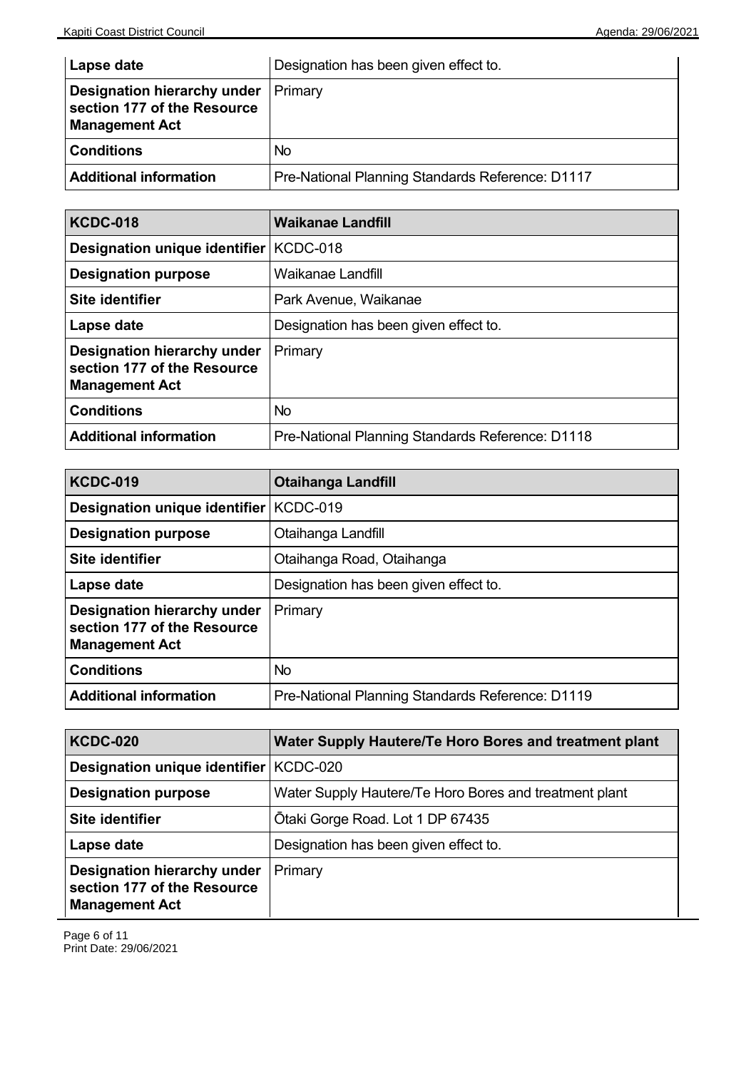| Lapse date | Designation has been given effect to. |
| --- | --- |
| **Designation hierarchy under section 177 of the Resource Management Act** | Primary |
| **Conditions** | No |
| **Additional information** | Pre-National Planning Standards Reference: D1117 |

| KCDC-018 | Waikanae Landfill |
| --- | --- |
| **Designation unique identifier** | KCDC-018 |
| **Designation purpose** | Waikanae Landfill |
| **Site identifier** | Park Avenue, Waikanae |
| **Lapse date** | Designation has been given effect to. |
| **Designation hierarchy under section 177 of the Resource Management Act** | Primary |
| **Conditions** | No |
| **Additional information** | Pre-National Planning Standards Reference: D1118 |

| KCDC-019 | Otaihanga Landfill |
| --- | --- |
| **Designation unique identifier** | KCDC-019 |
| **Designation purpose** | Otaihanga Landfill |
| **Site identifier** | Otaihanga Road, Otaihanga |
| **Lapse date** | Designation has been given effect to. |
| **Designation hierarchy under section 177 of the Resource Management Act** | Primary |
| **Conditions** | No |
| **Additional information** | Pre-National Planning Standards Reference: D1119 |

| KCDC-020 | Water Supply Hautere/Te Horo Bores and treatment plant |
| --- | --- |
| **Designation unique identifier** | KCDC-020 |
| **Designation purpose** | Water Supply Hautere/Te Horo Bores and treatment plant |
| **Site identifier** | Ōtaki Gorge Road. Lot 1 DP 67435 |
| **Lapse date** | Designation has been given effect to. |
| **Designation hierarchy under section 177 of the Resource Management Act** | Primary |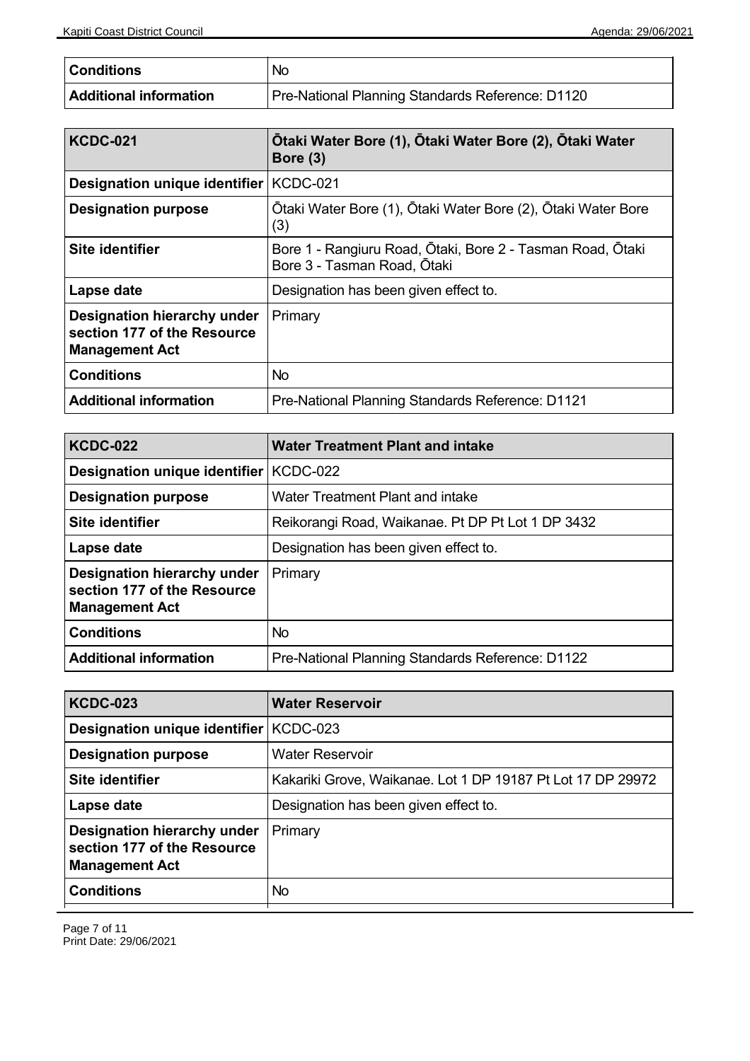| Conditions | No |
| --- | --- |
| Additional information | Pre-National Planning Standards Reference: D1120 |

| KCDC-021 | Ōtaki Water Bore (1), Ōtaki Water Bore (2), Ōtaki Water Bore (3) |
| --- | --- |
| Designation unique identifier | KCDC-021 |
| Designation purpose | Ōtaki Water Bore (1), Ōtaki Water Bore (2), Ōtaki Water Bore (3) |
| Site identifier | Bore 1 - Rangiuru Road, Ōtaki, Bore 2 - Tasman Road, Ōtaki Bore 3 - Tasman Road, Ōtaki |
| Lapse date | Designation has been given effect to. |
| Designation hierarchy under section 177 of the Resource Management Act | Primary |
| Conditions | No |
| Additional information | Pre-National Planning Standards Reference: D1121 |

| KCDC-022 | Water Treatment Plant and intake |
| --- | --- |
| Designation unique identifier | KCDC-022 |
| Designation purpose | Water Treatment Plant and intake |
| Site identifier | Reikorangi Road, Waikanae. Pt DP Pt Lot 1 DP 3432 |
| Lapse date | Designation has been given effect to. |
| Designation hierarchy under section 177 of the Resource Management Act | Primary |
| Conditions | No |
| Additional information | Pre-National Planning Standards Reference: D1122 |

| KCDC-023 | Water Reservoir |
| --- | --- |
| Designation unique identifier | KCDC-023 |
| Designation purpose | Water Reservoir |
| Site identifier | Kakariki Grove, Waikanae. Lot 1 DP 19187 Pt Lot 17 DP 29972 |
| Lapse date | Designation has been given effect to. |
| Designation hierarchy under section 177 of the Resource Management Act | Primary |
| Conditions | No |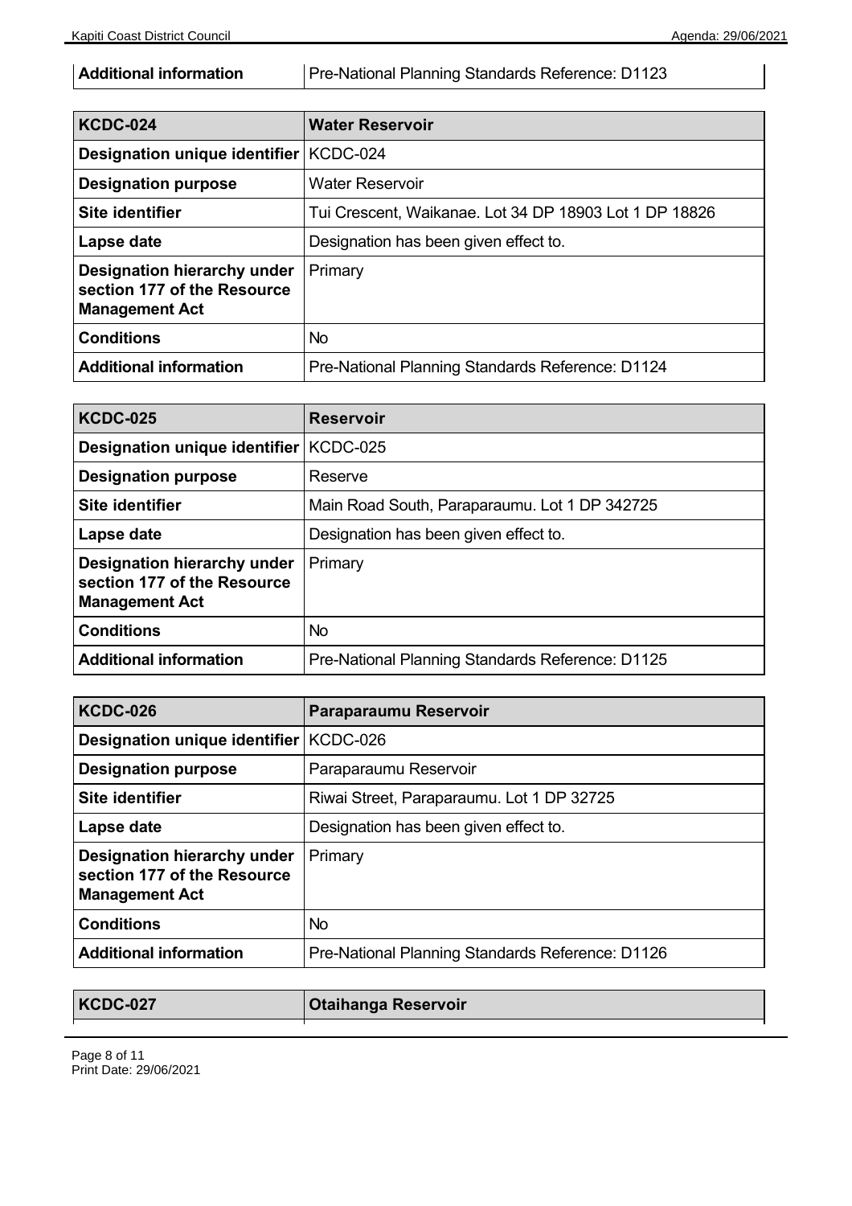| Additional information | Pre-National Planning Standards Reference: D1123 |
|---|---|

| KCDC-024 | Water Reservoir |
|---|---|
| **Designation unique identifier** | KCDC-024 |
| **Designation purpose** | Water Reservoir |
| **Site identifier** | Tui Crescent, Waikanae. Lot 34 DP 18903 Lot 1 DP 18826 |
| **Lapse date** | Designation has been given effect to. |
| **Designation hierarchy under section 177 of the Resource Management Act** | Primary |
| **Conditions** | No |
| **Additional information** | Pre-National Planning Standards Reference: D1124 |

| KCDC-025 | Reservoir |
|---|---|
| **Designation unique identifier** | KCDC-025 |
| **Designation purpose** | Reserve |
| **Site identifier** | Main Road South, Paraparaumu. Lot 1 DP 342725 |
| **Lapse date** | Designation has been given effect to. |
| **Designation hierarchy under section 177 of the Resource Management Act** | Primary |
| **Conditions** | No |
| **Additional information** | Pre-National Planning Standards Reference: D1125 |

| KCDC-026 | Paraparaumu Reservoir |
|---|---|
| **Designation unique identifier** | KCDC-026 |
| **Designation purpose** | Paraparaumu Reservoir |
| **Site identifier** | Riwai Street, Paraparaumu. Lot 1 DP 32725 |
| **Lapse date** | Designation has been given effect to. |
| **Designation hierarchy under section 177 of the Resource Management Act** | Primary |
| **Conditions** | No |
| **Additional information** | Pre-National Planning Standards Reference: D1126 |

| KCDC-027 | Otaihanga Reservoir |
|---|---|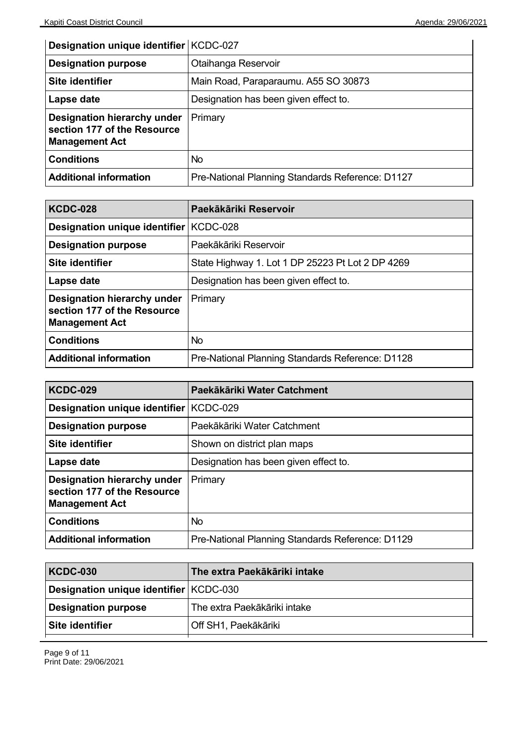| Designation unique identifier | KCDC-027 |
| --- | --- |
| **Designation purpose** | Otaihanga Reservoir |
| **Site identifier** | Main Road, Paraparaumu. A55 SO 30873 |
| **Lapse date** | Designation has been given effect to. |
| **Designation hierarchy under section 177 of the Resource Management Act** | Primary |
| **Conditions** | No |
| **Additional information** | Pre-National Planning Standards Reference: D1127 |

| KCDC-028 | Paekākāriki Reservoir |
| --- | --- |
| **Designation unique identifier** | KCDC-028 |
| **Designation purpose** | Paekākāriki Reservoir |
| **Site identifier** | State Highway 1. Lot 1 DP 25223 Pt Lot 2 DP 4269 |
| **Lapse date** | Designation has been given effect to. |
| **Designation hierarchy under section 177 of the Resource Management Act** | Primary |
| **Conditions** | No |
| **Additional information** | Pre-National Planning Standards Reference: D1128 |

| KCDC-029 | Paekākāriki Water Catchment |
| --- | --- |
| **Designation unique identifier** | KCDC-029 |
| **Designation purpose** | Paekākāriki Water Catchment |
| **Site identifier** | Shown on district plan maps |
| **Lapse date** | Designation has been given effect to. |
| **Designation hierarchy under section 177 of the Resource Management Act** | Primary |
| **Conditions** | No |
| **Additional information** | Pre-National Planning Standards Reference: D1129 |

| KCDC-030 | The extra Paekākāriki intake |
| --- | --- |
| **Designation unique identifier** | KCDC-030 |
| **Designation purpose** | The extra Paekākāriki intake |
| **Site identifier** | Off SH1, Paekākāriki |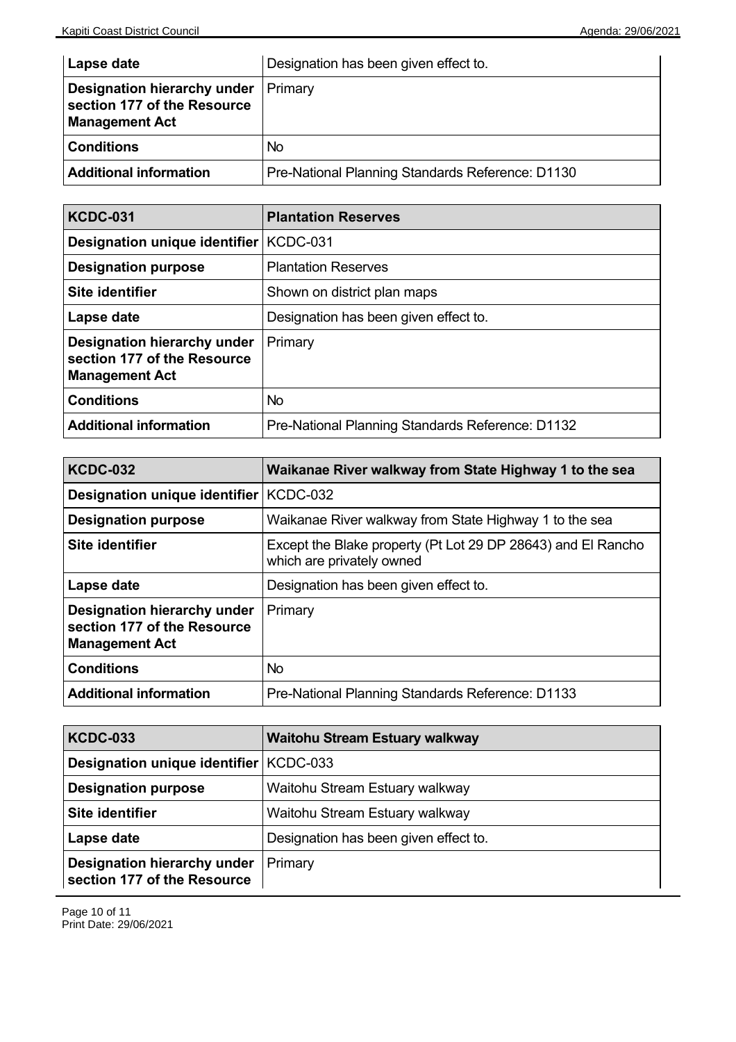| | |
|---|---|
| **Lapse date** | Designation has been given effect to. |
| **Designation hierarchy under section 177 of the Resource Management Act** | Primary |
| **Conditions** | No |
| **Additional information** | Pre-National Planning Standards Reference: D1130 |

| **KCDC-031** | **Plantation Reserves** |
|---|---|
| **Designation unique identifier** | KCDC-031 |
| **Designation purpose** | Plantation Reserves |
| **Site identifier** | Shown on district plan maps |
| **Lapse date** | Designation has been given effect to. |
| **Designation hierarchy under section 177 of the Resource Management Act** | Primary |
| **Conditions** | No |
| **Additional information** | Pre-National Planning Standards Reference: D1132 |

| **KCDC-032** | **Waikanae River walkway from State Highway 1 to the sea** |
|---|---|
| **Designation unique identifier** | KCDC-032 |
| **Designation purpose** | Waikanae River walkway from State Highway 1 to the sea |
| **Site identifier** | Except the Blake property (Pt Lot 29 DP 28643) and El Rancho which are privately owned |
| **Lapse date** | Designation has been given effect to. |
| **Designation hierarchy under section 177 of the Resource Management Act** | Primary |
| **Conditions** | No |
| **Additional information** | Pre-National Planning Standards Reference: D1133 |

| **KCDC-033** | **Waitohu Stream Estuary walkway** |
|---|---|
| **Designation unique identifier** | KCDC-033 |
| **Designation purpose** | Waitohu Stream Estuary walkway |
| **Site identifier** | Waitohu Stream Estuary walkway |
| **Lapse date** | Designation has been given effect to. |
| **Designation hierarchy under section 177 of the Resource** | Primary |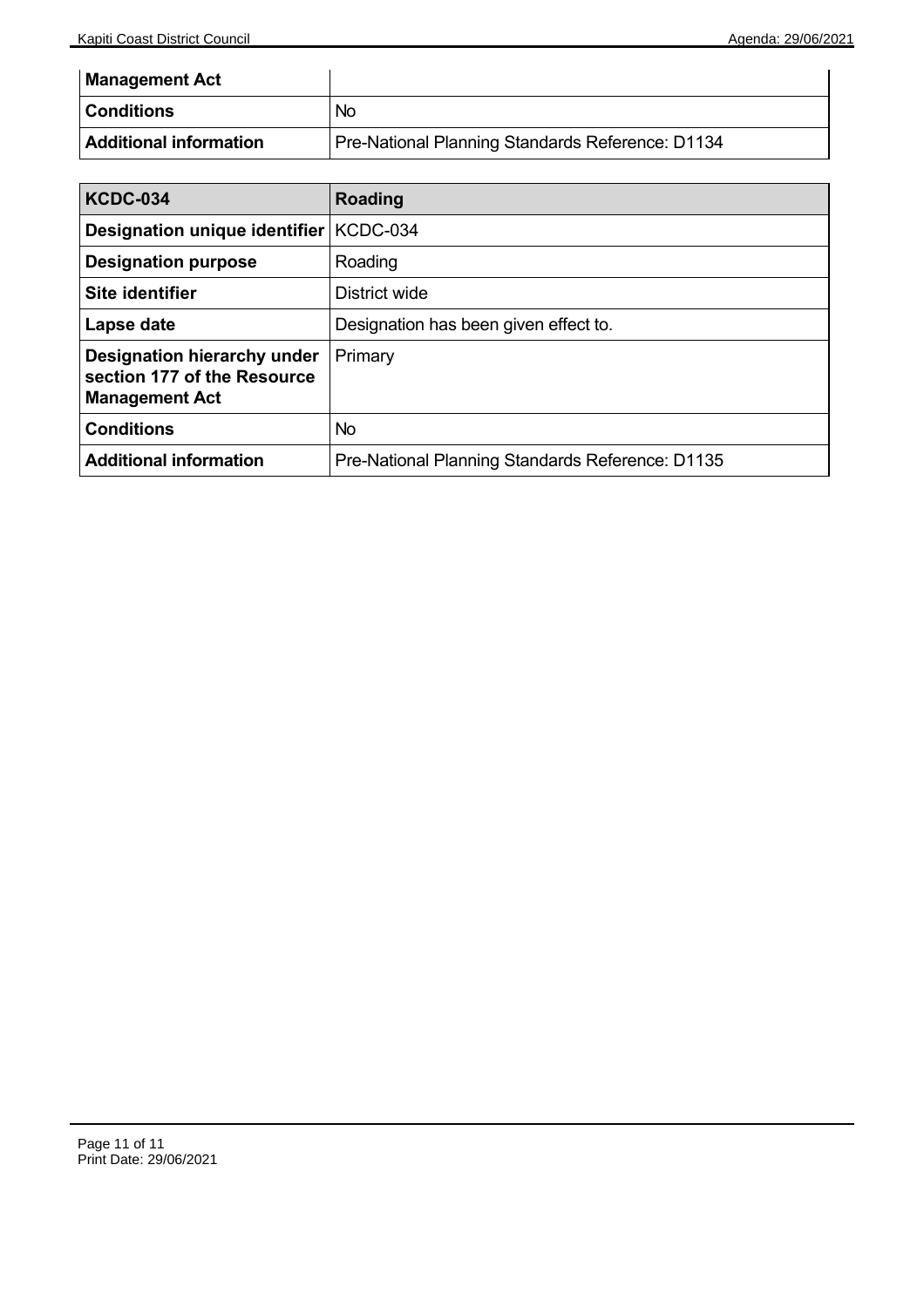| | |
|---|---|
| **Management Act** | |
| **Conditions** | No |
| **Additional information** | Pre-National Planning Standards Reference: D1134 |

| **KCDC-034** | **Roading** |
|---|---|
| **Designation unique identifier** | KCDC-034 |
| **Designation purpose** | Roading |
| **Site identifier** | District wide |
| **Lapse date** | Designation has been given effect to. |
| **Designation hierarchy under section 177 of the Resource Management Act** | Primary |
| **Conditions** | No |
| **Additional information** | Pre-National Planning Standards Reference: D1135 |